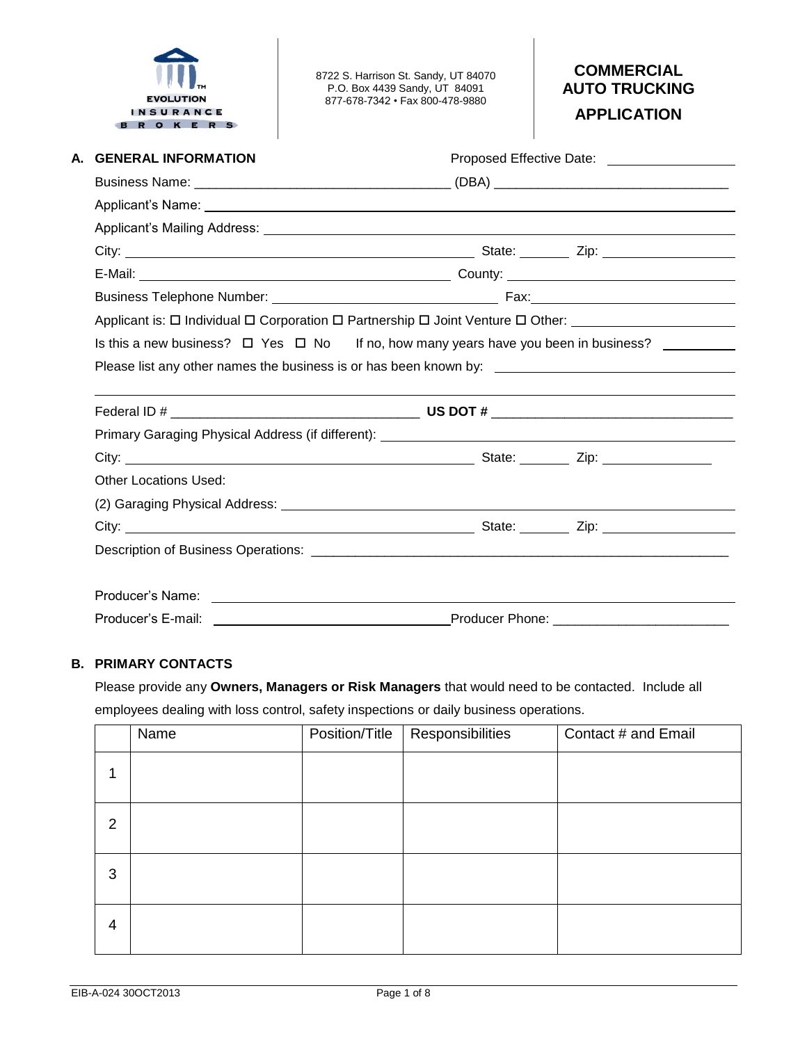EVOLUTION INSURANCE BROKERS

8722 S. Harrison St. Sandy, UT 84070
P.O. Box 4439 Sandy, UT 84091
877-678-7342 • Fax 800-478-9880

# COMMERCIAL AUTO TRUCKING APPLICATION

## A. GENERAL INFORMATION

Proposed Effective Date: ________________

Business Name: ________________________________ (DBA) ________________________________

Applicant's Name: ________________________________________________________________

Applicant's Mailing Address: ________________________________________________________

City: ________________________________________ State: ______ Zip: ________________

E-Mail: ____________________________________ County: ____________________________

Business Telephone Number: ____________________________ Fax: ______________________

Applicant is: ☐ Individual ☐ Corporation ☐ Partnership ☐ Joint Venture ☐ Other: ____________________

Is this a new business? ☐ Yes ☐ No If no, how many years have you been in business? __________

Please list any other names the business is or has been known by: ______________________________

______________________________________________________________________________

Federal ID # ________________________________ **US DOT #** ________________________________

Primary Garaging Physical Address (if different): ____________________________________________

City: ________________________________________ State: ______ Zip: ________________

Other Locations Used:

(2) Garaging Physical Address: ______________________________________________________

City: ________________________________________ State: ______ Zip: ________________

Description of Business Operations: ____________________________________________________

Producer's Name: ________________________________________________________________

Producer's E-mail: ______________________________ Producer Phone: ______________________

## B. PRIMARY CONTACTS

Please provide any **Owners, Managers or Risk Managers** that would need to be contacted. Include all employees dealing with loss control, safety inspections or daily business operations.

| | Name | Position/Title | Responsibilities | Contact # and Email |
|---|---|---|---|---|
| 1 | | | | |
| 2 | | | | |
| 3 | | | | |
| 4 | | | | |

EIB-A-024 30OCT2013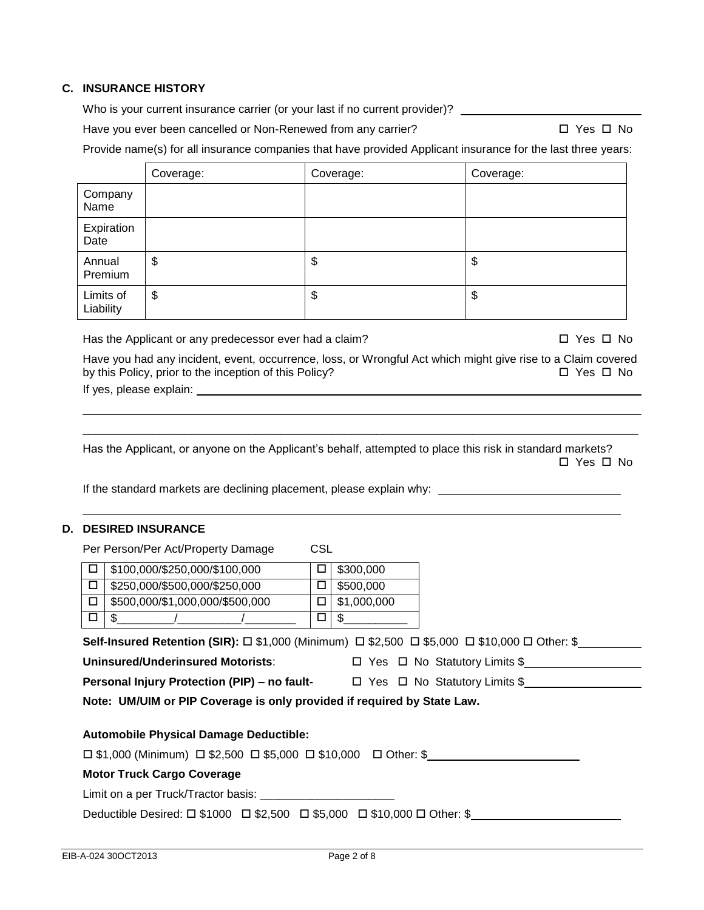## C. INSURANCE HISTORY

Who is your current insurance carrier (or your last if no current provider)? \_\_\_\_\_\_\_\_\_\_\_\_\_\_\_\_\_\_\_\_\_\_\_\_\_\_\_\_

Have you ever been cancelled or Non-Renewed from any carrier? ☐ Yes ☐ No

Provide name(s) for all insurance companies that have provided Applicant insurance for the last three years:

| | Coverage: | Coverage: | Coverage: |
|---|---|---|---|
| Company Name | | | |
| Expiration Date | | | |
| Annual Premium | $ | $ | $ |
| Limits of Liability | $ | $ | $ |

Has the Applicant or any predecessor ever had a claim? ☐ Yes ☐ No

Have you had any incident, event, occurrence, loss, or Wrongful Act which might give rise to a Claim covered by this Policy, prior to the inception of this Policy? ☐ Yes ☐ No

If yes, please explain: \_\_\_\_\_\_\_\_\_\_\_\_\_\_\_\_\_\_\_\_\_\_\_\_\_\_\_\_\_\_\_\_\_\_\_\_\_\_\_\_\_\_\_\_\_\_\_\_\_\_\_\_\_\_\_\_\_\_\_\_\_\_\_\_\_\_\_\_\_\_\_\_\_\_\_\_

\_\_\_\_\_\_\_\_\_\_\_\_\_\_\_\_\_\_\_\_\_\_\_\_\_\_\_\_\_\_\_\_\_\_\_\_\_\_\_\_\_\_\_\_\_\_\_\_\_\_\_\_\_\_\_\_\_\_\_\_\_\_\_\_\_\_\_\_\_\_\_\_\_\_\_\_\_\_\_\_\_\_\_\_\_\_\_\_

\_\_\_\_\_\_\_\_\_\_\_\_\_\_\_\_\_\_\_\_\_\_\_\_\_\_\_\_\_\_\_\_\_\_\_\_\_\_\_\_\_\_\_\_\_\_\_\_\_\_\_\_\_\_\_\_\_\_\_\_\_\_\_\_\_\_\_\_\_\_\_\_\_\_\_\_\_\_\_\_\_\_\_\_\_\_\_\_

Has the Applicant, or anyone on the Applicant's behalf, attempted to place this risk in standard markets? ☐ Yes ☐ No

If the standard markets are declining placement, please explain why: \_\_\_\_\_\_\_\_\_\_\_\_\_\_\_\_\_\_\_\_\_\_\_\_\_\_\_\_\_\_

\_\_\_\_\_\_\_\_\_\_\_\_\_\_\_\_\_\_\_\_\_\_\_\_\_\_\_\_\_\_\_\_\_\_\_\_\_\_\_\_\_\_\_\_\_\_\_\_\_\_\_\_\_\_\_\_\_\_\_\_\_\_\_\_\_\_\_\_\_\_\_\_\_\_\_\_\_\_\_\_\_\_\_\_\_\_\_\_

## D. DESIRED INSURANCE

| | Per Person/Per Act/Property Damage | | CSL |
|---|---|---|---|
| ☐ | $100,000/$250,000/$100,000 | ☐ | $300,000 |
| ☐ | $250,000/$500,000/$250,000 | ☐ | $500,000 |
| ☐ | $500,000/$1,000,000/$500,000 | ☐ | $1,000,000 |
| ☐ | $\_\_\_\_\_\_\_\_\_/\_\_\_\_\_\_\_\_\_\_/\_\_\_\_\_\_\_\_ | ☐ | $\_\_\_\_\_\_\_\_\_\_ |

**Self-Insured Retention (SIR):** ☐ $1,000 (Minimum) ☐ $2,500 ☐ $5,000 ☐ $10,000 ☐ Other: $\_\_\_\_\_\_\_\_\_\_

**Uninsured/Underinsured Motorists**: ☐ Yes ☐ No Statutory Limits $\_\_\_\_\_\_\_\_\_\_\_\_\_\_\_\_\_\_

**Personal Injury Protection (PIP) – no fault-** ☐ Yes ☐ No Statutory Limits $\_\_\_\_\_\_\_\_\_\_\_\_\_\_\_\_\_\_

**Note: UM/UIM or PIP Coverage is only provided if required by State Law.**

**Automobile Physical Damage Deductible:**

☐ $1,000 (Minimum) ☐ $2,500 ☐ $5,000 ☐ $10,000 ☐ Other: $\_\_\_\_\_\_\_\_\_\_\_\_\_\_\_\_\_\_\_\_\_\_\_\_

**Motor Truck Cargo Coverage**

Limit on a per Truck/Tractor basis: \_\_\_\_\_\_\_\_\_\_\_\_\_\_\_\_\_\_\_\_\_

Deductible Desired: ☐ $1000 ☐ $2,500 ☐ $5,000 ☐ $10,000 ☐ Other: $\_\_\_\_\_\_\_\_\_\_\_\_\_\_\_\_\_\_\_\_\_\_\_\_

EIB-A-024 30OCT2013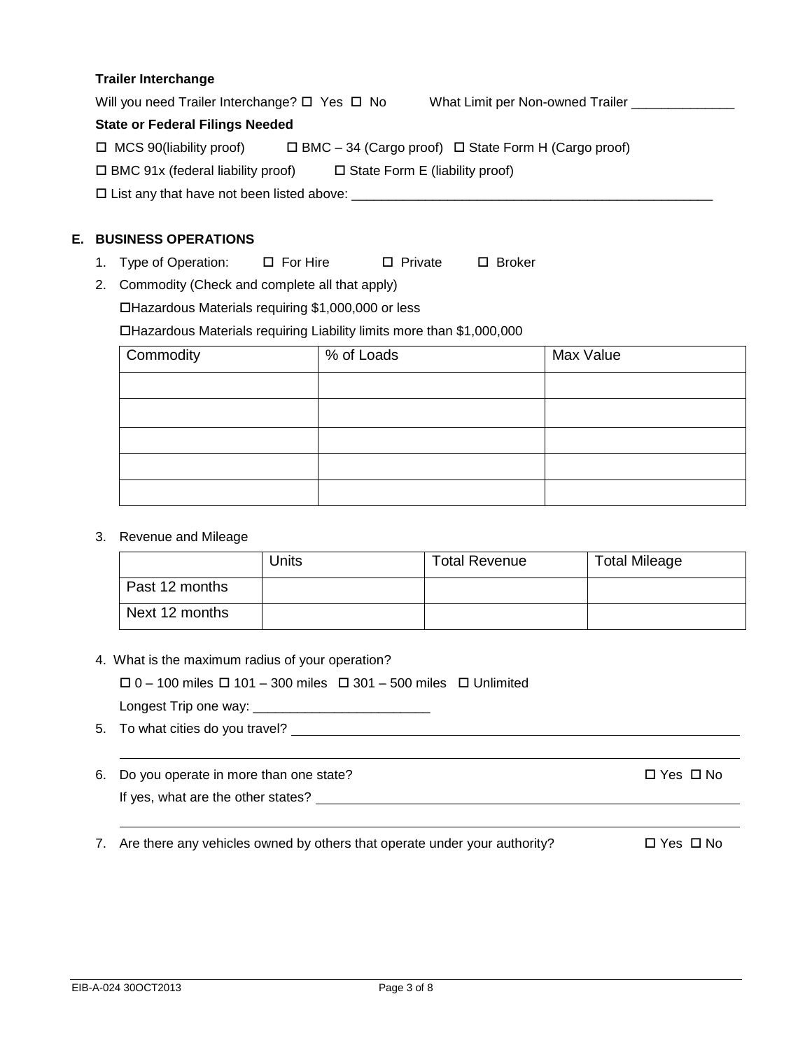**Trailer Interchange**

Will you need Trailer Interchange? ☐ Yes ☐ No What Limit per Non-owned Trailer ______________

**State or Federal Filings Needed**

☐ MCS 90(liability proof) ☐ BMC – 34 (Cargo proof) ☐ State Form H (Cargo proof)

☐ BMC 91x (federal liability proof) ☐ State Form E (liability proof)

☐ List any that have not been listed above: ___________________________________________________

## E. BUSINESS OPERATIONS

1. Type of Operation: ☐ For Hire ☐ Private ☐ Broker
2. Commodity (Check and complete all that apply)

   ☐Hazardous Materials requiring $1,000,000 or less

   ☐Hazardous Materials requiring Liability limits more than $1,000,000

| Commodity | % of Loads | Max Value |
|---|---|---|
| | | |
| | | |
| | | |
| | | |
| | | |

3. Revenue and Mileage

| | Units | Total Revenue | Total Mileage |
|---|---|---|---|
| Past 12 months | | | |
| Next 12 months | | | |

4. What is the maximum radius of your operation?

   ☐ 0 – 100 miles ☐ 101 – 300 miles ☐ 301 – 500 miles ☐ Unlimited

   Longest Trip one way: ________________________

5. To what cities do you travel? ____________________________________________________________

6. Do you operate in more than one state? ☐ Yes ☐ No

   If yes, what are the other states? ____________________________________________________________

7. Are there any vehicles owned by others that operate under your authority? ☐ Yes ☐ No

EIB-A-024 30OCT2013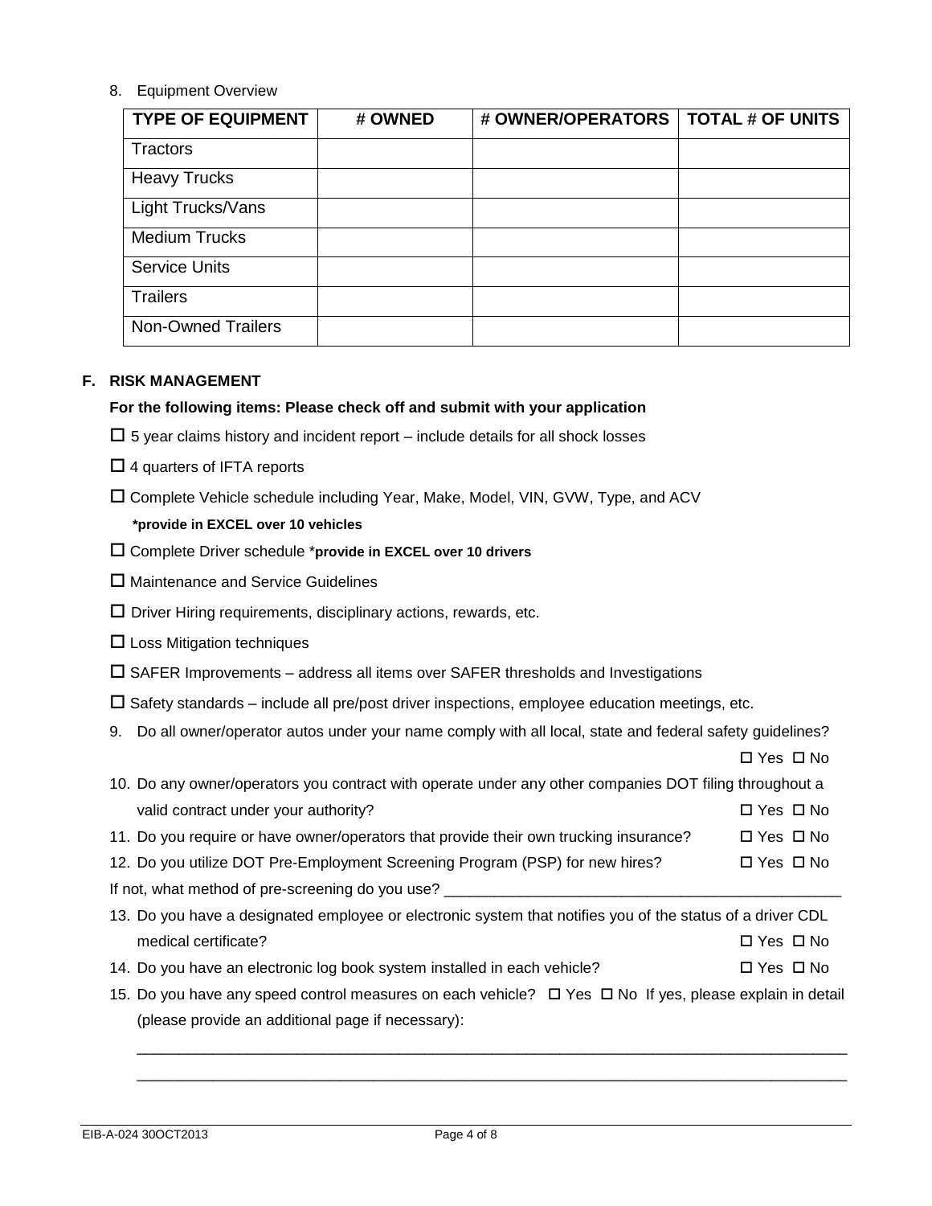8. Equipment Overview

| TYPE OF EQUIPMENT | # OWNED | # OWNER/OPERATORS | TOTAL # OF UNITS |
|---|---|---|---|
| Tractors | | | |
| Heavy Trucks | | | |
| Light Trucks/Vans | | | |
| Medium Trucks | | | |
| Service Units | | | |
| Trailers | | | |
| Non-Owned Trailers | | | |

**F. RISK MANAGEMENT**

**For the following items: Please check off and submit with your application**

☐ 5 year claims history and incident report – include details for all shock losses

☐ 4 quarters of IFTA reports

☐ Complete Vehicle schedule including Year, Make, Model, VIN, GVW, Type, and ACV
**\*provide in EXCEL over 10 vehicles**

☐ Complete Driver schedule \***provide in EXCEL over 10 drivers**

☐ Maintenance and Service Guidelines

☐ Driver Hiring requirements, disciplinary actions, rewards, etc.

☐ Loss Mitigation techniques

☐ SAFER Improvements – address all items over SAFER thresholds and Investigations

☐ Safety standards – include all pre/post driver inspections, employee education meetings, etc.

9. Do all owner/operator autos under your name comply with all local, state and federal safety guidelines? ☐ Yes ☐ No
10. Do any owner/operators you contract with operate under any other companies DOT filing throughout a valid contract under your authority? ☐ Yes ☐ No
11. Do you require or have owner/operators that provide their own trucking insurance? ☐ Yes ☐ No
12. Do you utilize DOT Pre-Employment Screening Program (PSP) for new hires? ☐ Yes ☐ No

If not, what method of pre-screening do you use? ________________________________________________

13. Do you have a designated employee or electronic system that notifies you of the status of a driver CDL medical certificate? ☐ Yes ☐ No
14. Do you have an electronic log book system installed in each vehicle? ☐ Yes ☐ No
15. Do you have any speed control measures on each vehicle? ☐ Yes ☐ No If yes, please explain in detail (please provide an additional page if necessary):

________________________________________________________________________________

________________________________________________________________________________

EIB-A-024 30OCT2013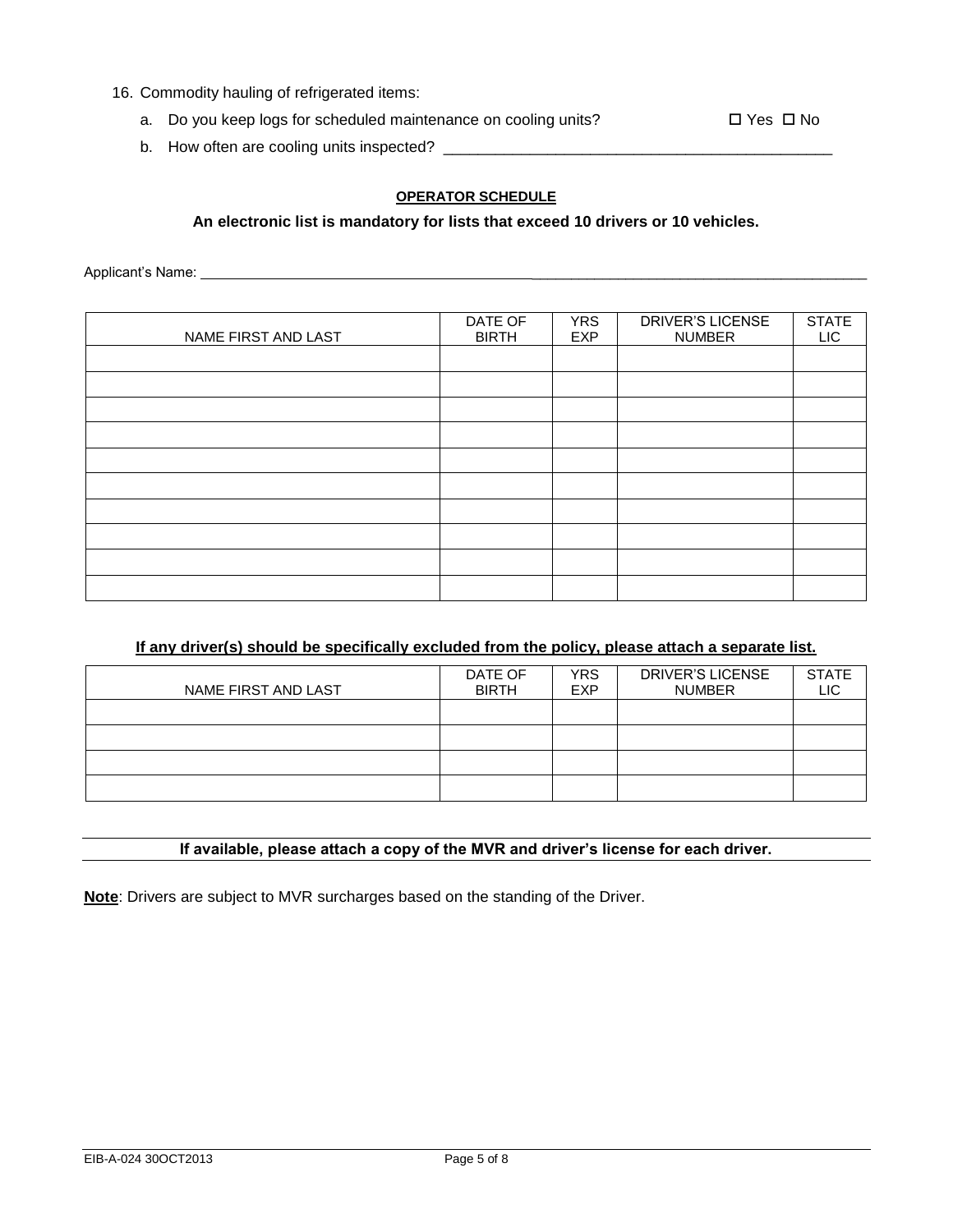16. Commodity hauling of refrigerated items:

    a. Do you keep logs for scheduled maintenance on cooling units? ☐ Yes ☐ No

    b. How often are cooling units inspected? _______________________________________________

**OPERATOR SCHEDULE**

**An electronic list is mandatory for lists that exceed 10 drivers or 10 vehicles.**

Applicant's Name: ______________________________________________________________________________________

| NAME FIRST AND LAST | DATE OF BIRTH | YRS EXP | DRIVER'S LICENSE NUMBER | STATE LIC |
|---|---|---|---|---|
| | | | | |
| | | | | |
| | | | | |
| | | | | |
| | | | | |
| | | | | |
| | | | | |
| | | | | |
| | | | | |
| | | | | |

**If any driver(s) should be specifically excluded from the policy, please attach a separate list.**

| NAME FIRST AND LAST | DATE OF BIRTH | YRS EXP | DRIVER'S LICENSE NUMBER | STATE LIC |
|---|---|---|---|---|
| | | | | |
| | | | | |
| | | | | |
| | | | | |

**If available, please attach a copy of the MVR and driver's license for each driver.**

**Note**: Drivers are subject to MVR surcharges based on the standing of the Driver.

EIB-A-024 30OCT2013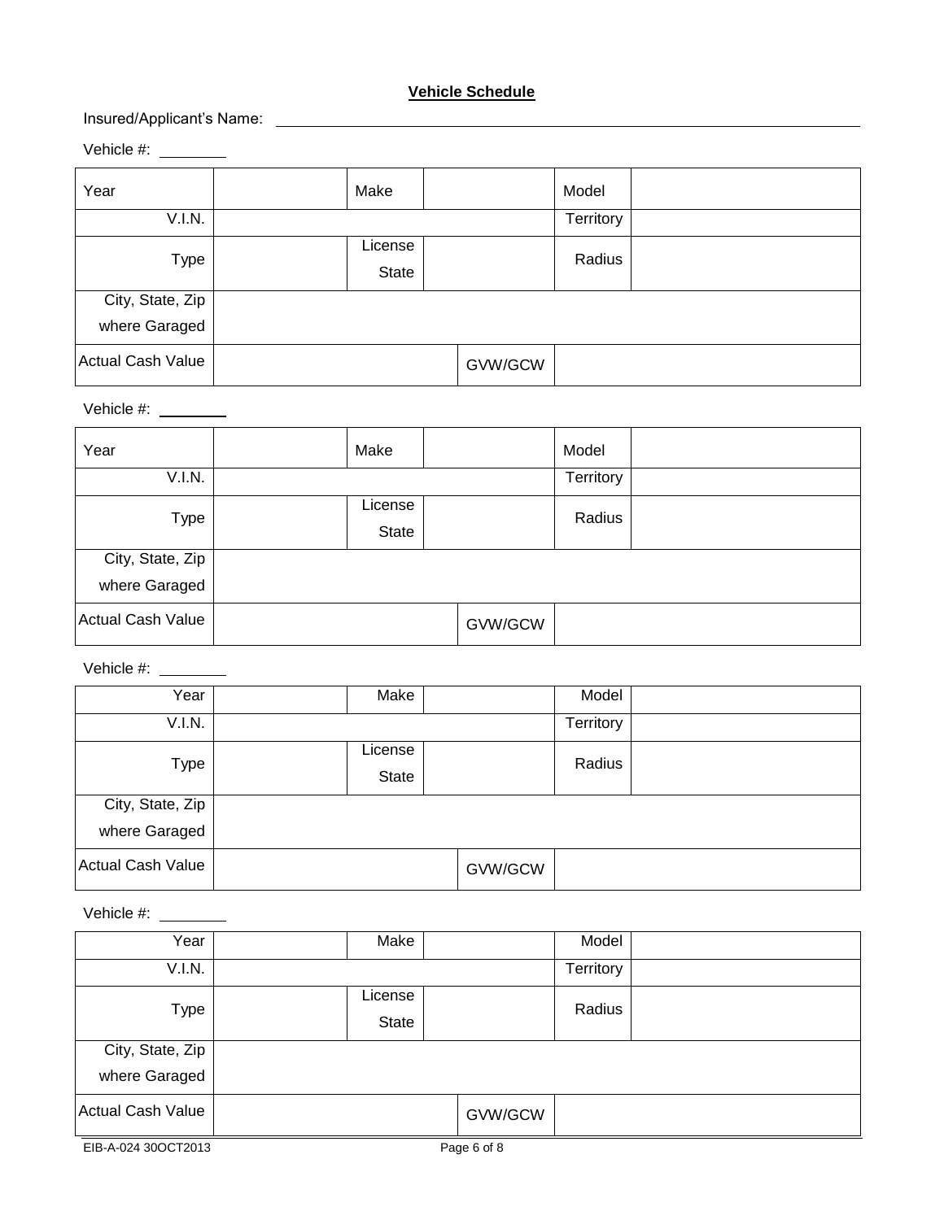## Vehicle Schedule

Insured/Applicant's Name: ______________________________

Vehicle #: ________

| Year | | Make | | | Model | |
|---|---|---|---|---|---|---|
| V.I.N. | | | | | Territory | |
| Type | | License State | | | Radius | |
| City, State, Zip where Garaged | | | | | | |
| Actual Cash Value | | | | GVW/GCW | | |

Vehicle #: ________

| Year | | Make | | | Model | |
|---|---|---|---|---|---|---|
| V.I.N. | | | | | Territory | |
| Type | | License State | | | Radius | |
| City, State, Zip where Garaged | | | | | | |
| Actual Cash Value | | | | GVW/GCW | | |

Vehicle #: ________

| Year | | Make | | | Model | |
|---|---|---|---|---|---|---|
| V.I.N. | | | | | Territory | |
| Type | | License State | | | Radius | |
| City, State, Zip where Garaged | | | | | | |
| Actual Cash Value | | | | GVW/GCW | | |

Vehicle #: ________

| Year | | Make | | | Model | |
|---|---|---|---|---|---|---|
| V.I.N. | | | | | Territory | |
| Type | | License State | | | Radius | |
| City, State, Zip where Garaged | | | | | | |
| Actual Cash Value | | | | GVW/GCW | | |

EIB-A-024 30OCT2013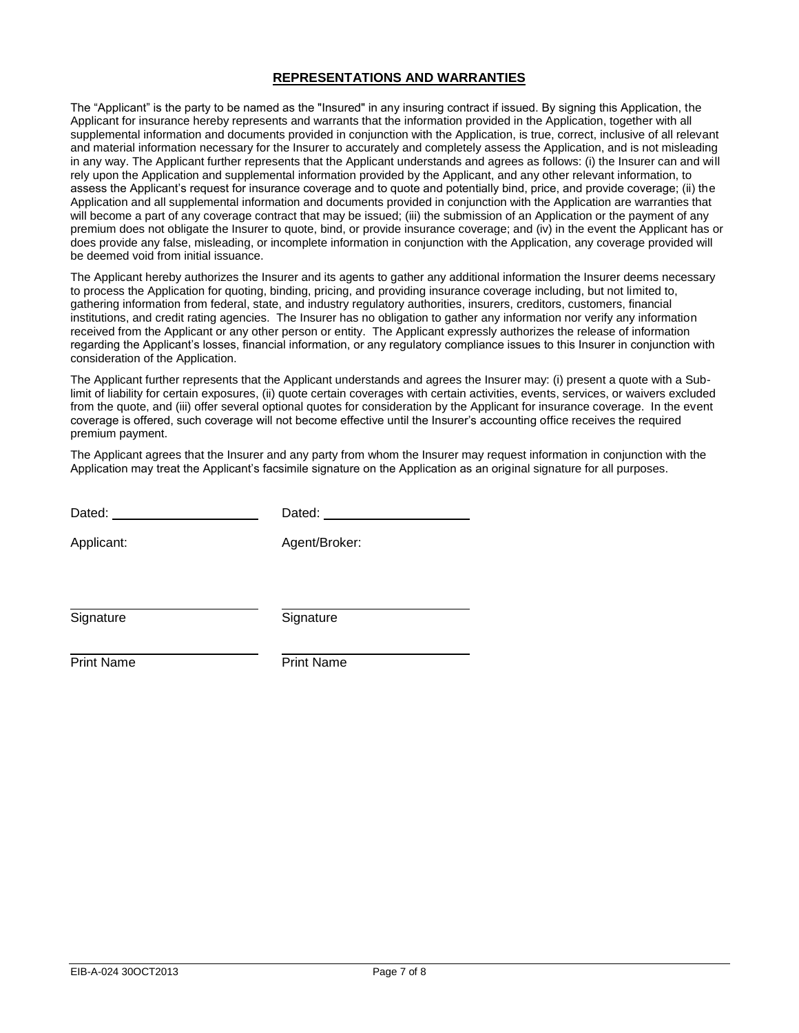## REPRESENTATIONS AND WARRANTIES

The “Applicant” is the party to be named as the "Insured" in any insuring contract if issued. By signing this Application, the Applicant for insurance hereby represents and warrants that the information provided in the Application, together with all supplemental information and documents provided in conjunction with the Application, is true, correct, inclusive of all relevant and material information necessary for the Insurer to accurately and completely assess the Application, and is not misleading in any way. The Applicant further represents that the Applicant understands and agrees as follows: (i) the Insurer can and will rely upon the Application and supplemental information provided by the Applicant, and any other relevant information, to assess the Applicant’s request for insurance coverage and to quote and potentially bind, price, and provide coverage; (ii) the Application and all supplemental information and documents provided in conjunction with the Application are warranties that will become a part of any coverage contract that may be issued; (iii) the submission of an Application or the payment of any premium does not obligate the Insurer to quote, bind, or provide insurance coverage; and (iv) in the event the Applicant has or does provide any false, misleading, or incomplete information in conjunction with the Application, any coverage provided will be deemed void from initial issuance.

The Applicant hereby authorizes the Insurer and its agents to gather any additional information the Insurer deems necessary to process the Application for quoting, binding, pricing, and providing insurance coverage including, but not limited to, gathering information from federal, state, and industry regulatory authorities, insurers, creditors, customers, financial institutions, and credit rating agencies. The Insurer has no obligation to gather any information nor verify any information received from the Applicant or any other person or entity. The Applicant expressly authorizes the release of information regarding the Applicant’s losses, financial information, or any regulatory compliance issues to this Insurer in conjunction with consideration of the Application.

The Applicant further represents that the Applicant understands and agrees the Insurer may: (i) present a quote with a Sub-limit of liability for certain exposures, (ii) quote certain coverages with certain activities, events, services, or waivers excluded from the quote, and (iii) offer several optional quotes for consideration by the Applicant for insurance coverage. In the event coverage is offered, such coverage will not become effective until the Insurer’s accounting office receives the required premium payment.

The Applicant agrees that the Insurer and any party from whom the Insurer may request information in conjunction with the Application may treat the Applicant’s facsimile signature on the Application as an original signature for all purposes.

Dated: ____________________ Dated: ____________________

Applicant: Agent/Broker:

____________________ ____________________
Signature Signature

____________________ ____________________
Print Name Print Name

EIB-A-024 30OCT2013